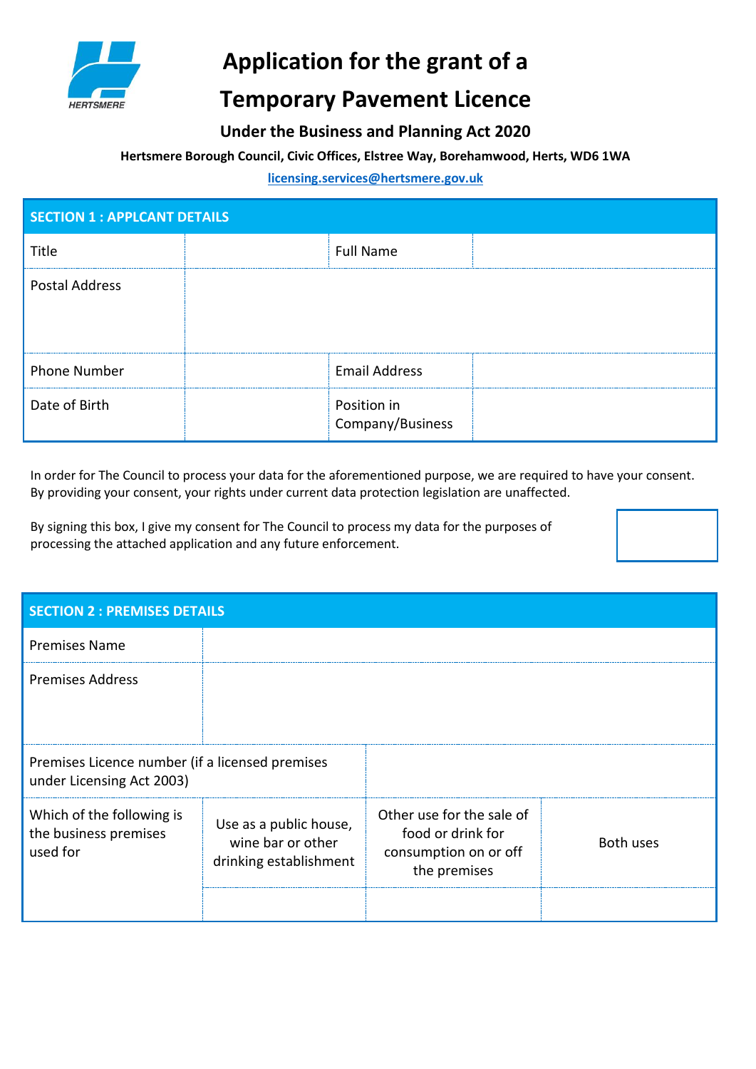# Application for the grant of a Temporary Pavement Licence

### Under the Business and Planning Act 2020

**Hertsmere Borough Council, Civic Offices, Elstree Way, Borehamwood, Herts, WD6 1WA**

licensing.services@hertsmere.gov.uk

| SECTION 1 : APPLCANT DETAILS | | | |
|---|---|---|---|
| Title | | Full Name | |
| Postal Address | | | |
| Phone Number | | Email Address | |
| Date of Birth | | Position in Company/Business | |

In order for The Council to process your data for the aforementioned purpose, we are required to have your consent. By providing your consent, your rights under current data protection legislation are unaffected.

By signing this box, I give my consent for The Council to process my data for the purposes of processing the attached application and any future enforcement.

| SECTION 2 : PREMISES DETAILS | | | |
|---|---|---|---|
| Premises Name | | | |
| Premises Address | | | |
| Premises Licence number (if a licensed premises under Licensing Act 2003) | | | |
| Which of the following is the business premises used for | Use as a public house, wine bar or other drinking establishment | Other use for the sale of food or drink for consumption on or off the premises | Both uses |
| | | | |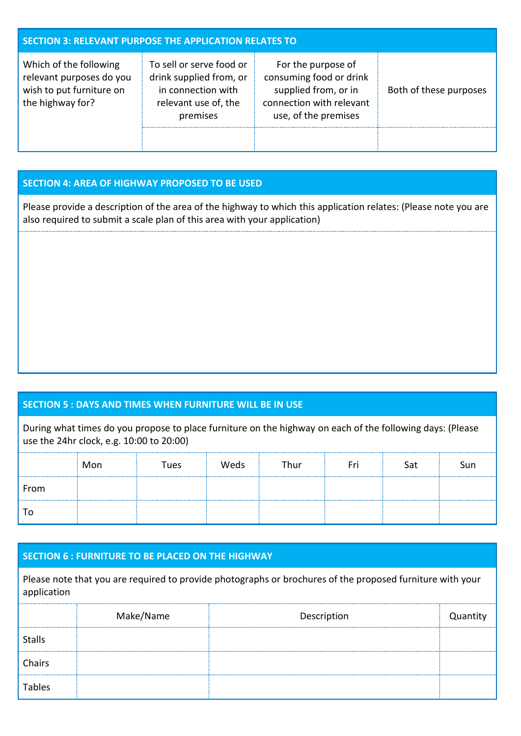## SECTION 3: RELEVANT PURPOSE THE APPLICATION RELATES TO

| Which of the following relevant purposes do you wish to put furniture on the highway for? | To sell or serve food or drink supplied from, or in connection with relevant use of, the premises | For the purpose of consuming food or drink supplied from, or in connection with relevant use, of the premises | Both of these purposes |
|---|---|---|---|
| | | | |

## SECTION 4: AREA OF HIGHWAY PROPOSED TO BE USED

Please provide a description of the area of the highway to which this application relates: (Please note you are also required to submit a scale plan of this area with your application)

## SECTION 5 : DAYS AND TIMES WHEN FURNITURE WILL BE IN USE

During what times do you propose to place furniture on the highway on each of the following days: (Please use the 24hr clock, e.g. 10:00 to 20:00)

| | Mon | Tues | Weds | Thur | Fri | Sat | Sun |
|---|---|---|---|---|---|---|---|
| From | | | | | | | |
| To | | | | | | | |

## SECTION 6 : FURNITURE TO BE PLACED ON THE HIGHWAY

Please note that you are required to provide photographs or brochures of the proposed furniture with your application

| | Make/Name | Description | Quantity |
|---|---|---|---|
| Stalls | | | |
| Chairs | | | |
| Tables | | | |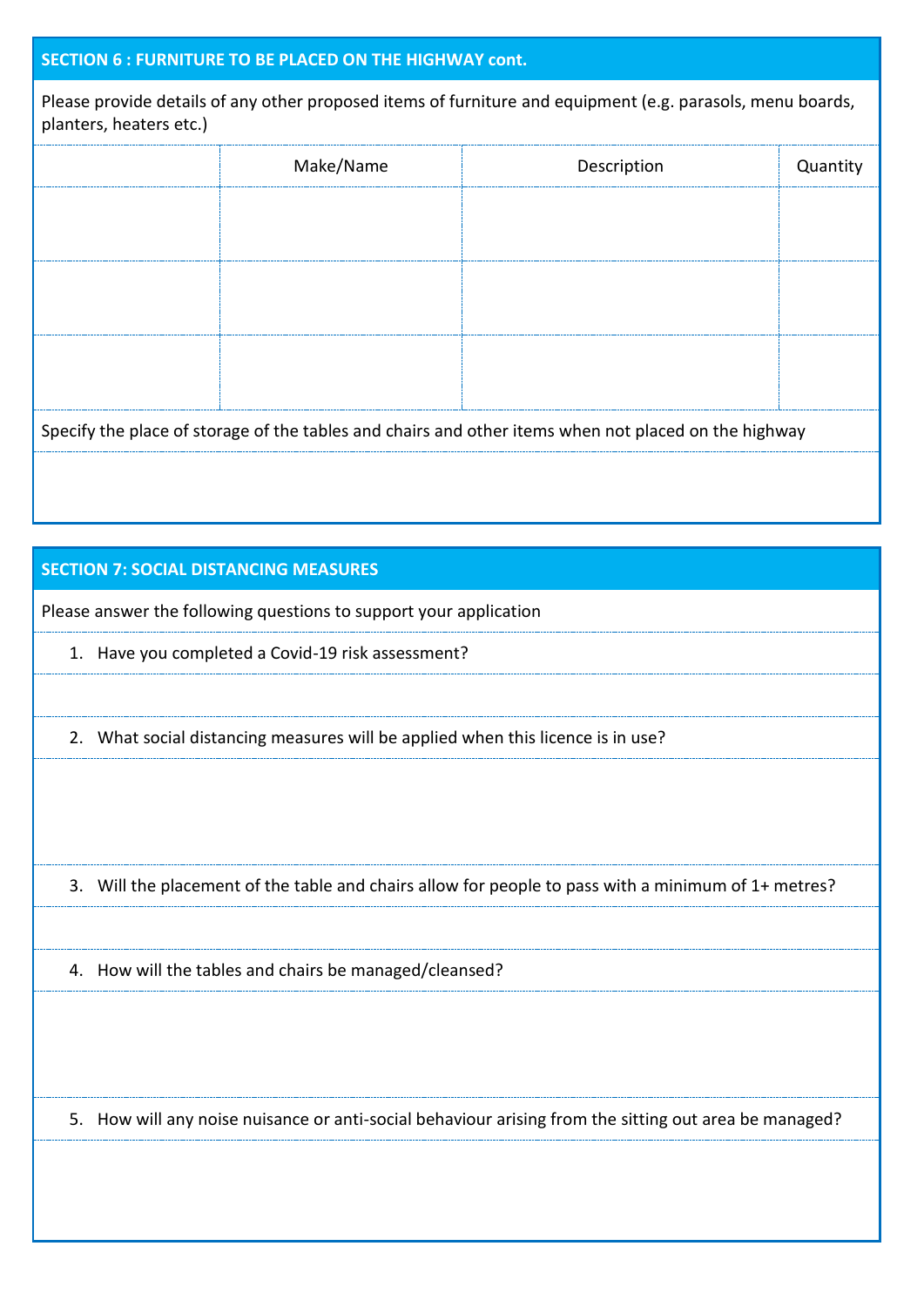## SECTION 6 : FURNITURE TO BE PLACED ON THE HIGHWAY cont.

Please provide details of any other proposed items of furniture and equipment (e.g. parasols, menu boards, planters, heaters etc.)

| | Make/Name | Description | Quantity |
|---|---|---|---|
| | | | |
| | | | |
| | | | |

Specify the place of storage of the tables and chairs and other items when not placed on the highway

## SECTION 7: SOCIAL DISTANCING MEASURES

Please answer the following questions to support your application

1. Have you completed a Covid-19 risk assessment?

2. What social distancing measures will be applied when this licence is in use?

3. Will the placement of the table and chairs allow for people to pass with a minimum of 1+ metres?

4. How will the tables and chairs be managed/cleansed?

5. How will any noise nuisance or anti-social behaviour arising from the sitting out area be managed?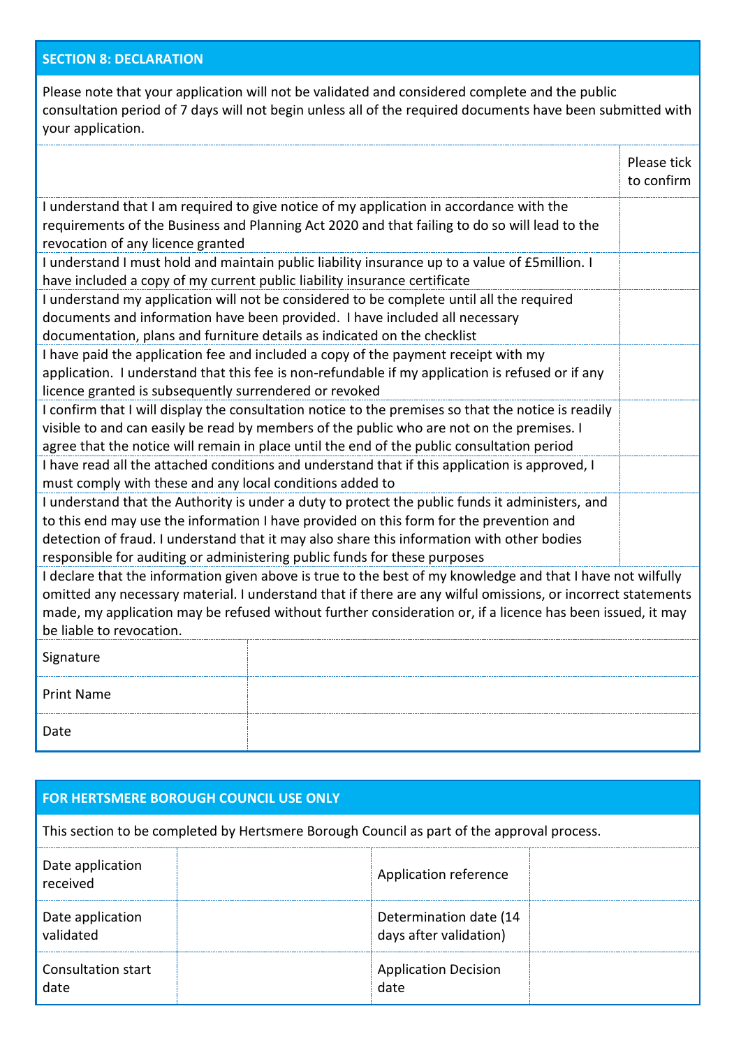## SECTION 8: DECLARATION

Please note that your application will not be validated and considered complete and the public consultation period of 7 days will not begin unless all of the required documents have been submitted with your application.

| | Please tick to confirm |
|---|---|
| I understand that I am required to give notice of my application in accordance with the requirements of the Business and Planning Act 2020 and that failing to do so will lead to the revocation of any licence granted | |
| I understand I must hold and maintain public liability insurance up to a value of £5million. I have included a copy of my current public liability insurance certificate | |
| I understand my application will not be considered to be complete until all the required documents and information have been provided. I have included all necessary documentation, plans and furniture details as indicated on the checklist | |
| I have paid the application fee and included a copy of the payment receipt with my application. I understand that this fee is non-refundable if my application is refused or if any licence granted is subsequently surrendered or revoked | |
| I confirm that I will display the consultation notice to the premises so that the notice is readily visible to and can easily be read by members of the public who are not on the premises. I agree that the notice will remain in place until the end of the public consultation period | |
| I have read all the attached conditions and understand that if this application is approved, I must comply with these and any local conditions added to | |
| I understand that the Authority is under a duty to protect the public funds it administers, and to this end may use the information I have provided on this form for the prevention and detection of fraud. I understand that it may also share this information with other bodies responsible for auditing or administering public funds for these purposes | |

I declare that the information given above is true to the best of my knowledge and that I have not wilfully omitted any necessary material. I understand that if there are any wilful omissions, or incorrect statements made, my application may be refused without further consideration or, if a licence has been issued, it may be liable to revocation.

| | |
|---|---|
| Signature | |
| Print Name | |
| Date | |

## FOR HERTSMERE BOROUGH COUNCIL USE ONLY

This section to be completed by Hertsmere Borough Council as part of the approval process.

| | | | |
|---|---|---|---|
| Date application received | | Application reference | |
| Date application validated | | Determination date (14 days after validation) | |
| Consultation start date | | Application Decision date | |